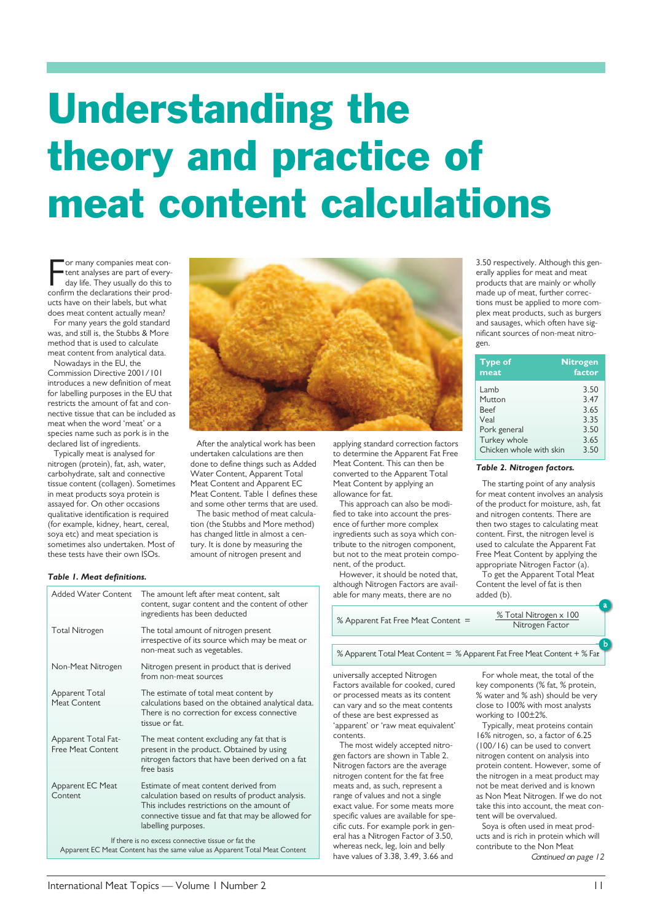# Understanding the theory and practice of meat content calculations

For many companies meat content analyses are part of everyday life. They usually do this to confirm the declarations their products have on their labels, but what does meat content actually mean?

For many years the gold standard was, and still is, the Stubbs & More method that is used to calculate meat content from analytical data.

Nowadays in the EU, the Commission Directive 2001/101 introduces a new definition of meat for labelling purposes in the EU that restricts the amount of fat and connective tissue that can be included as meat when the word 'meat' or a species name such as pork is in the declared list of ingredients.

Typically meat is analysed for nitrogen (protein), fat, ash, water, carbohydrate, salt and connective tissue content (collagen). Sometimes in meat products soya protein is assayed for. On other occasions qualitative identification is required (for example, kidney, heart, cereal, soya etc) and meat speciation is sometimes also undertaken. Most of these tests have their own ISOs.

After the analytical work has been undertaken calculations are then done to define things such as Added Water Content, Apparent Total Meat Content and Apparent EC Meat Content. Table 1 defines these and some other terms that are used.

The basic method of meat calculation (the Stubbs and More method) has changed little in almost a century. It is done by measuring the amount of nitrogen present and applying standard correction factors to determine the Apparent Fat Free Meat Content. This can then be converted to the Apparent Total Meat Content by applying an allowance for fat.

This approach can also be modified to take into account the presence of further more complex ingredients such as soya which contribute to the nitrogen component, but not to the meat protein component, of the product.

However, it should be noted that, although Nitrogen Factors are available for many meats, there are no universally accepted Nitrogen Factors available for cooked, cured or processed meats as its content can vary and so the meat contents of these are best expressed as 'apparent' or 'raw meat equivalent' contents.

The most widely accepted nitrogen factors are shown in Table 2. Nitrogen factors are the average nitrogen content for the fat free meats and, as such, represent a range of values and not a single exact value. For some meats more specific values are available for specific cuts. For example pork in general has a Nitrogen Factor of 3.50, whereas neck, leg, loin and belly have values of 3.38, 3.49, 3.66 and 3.50 respectively. Although this generally applies for meat and meat products that are mainly or wholly made up of meat, further corrections must be applied to more complex meat products, such as burgers and sausages, which often have significant sources of non-meat nitrogen.

*Table 1. Meat definitions.*

| Term | Definition |
|---|---|
| Added Water Content | The amount left after meat content, salt content, sugar content and the content of other ingredients has been deducted |
| Total Nitrogen | The total amount of nitrogen present irrespective of its source which may be meat or non-meat such as vegetables. |
| Non-Meat Nitrogen | Nitrogen present in product that is derived from non-meat sources |
| Apparent Total Meat Content | The estimate of total meat content by calculations based on the obtained analytical data. There is no correction for excess connective tissue or fat. |
| Apparent Total Fat-Free Meat Content | The meat content excluding any fat that is present in the product. Obtained by using nitrogen factors that have been derived on a fat free basis |
| Apparent EC Meat Content | Estimate of meat content derived from calculation based on results of product analysis. This includes restrictions on the amount of connective tissue and fat that may be allowed for labelling purposes. |

If there is no excess connective tissue or fat the Apparent EC Meat Content has the same value as Apparent Total Meat Content

| Type of meat | Nitrogen factor |
|---|---|
| Lamb | 3.50 |
| Mutton | 3.47 |
| Beef | 3.65 |
| Veal | 3.35 |
| Pork general | 3.50 |
| Turkey whole | 3.65 |
| Chicken whole with skin | 3.50 |

*Table 2. Nitrogen factors.*

The starting point of any analysis for meat content involves an analysis of the product for moisture, ash, fat and nitrogen contents. There are then two stages to calculating meat content. First, the nitrogen level is used to calculate the Apparent Fat Free Meat Content by applying the appropriate Nitrogen Factor (a).

To get the Apparent Total Meat Content the level of fat is then added (b).

$$\text{\% Apparent Fat Free Meat Content} = \frac{\text{\% Total Nitrogen} \times 100}{\text{Nitrogen Factor}} \quad \text{(a)}$$

$$\text{\% Apparent Total Meat Content} = \text{\% Apparent Fat Free Meat Content} + \text{\% Fat} \quad \text{(b)}$$

For whole meat, the total of the key components (% fat, % protein, % water and % ash) should be very close to 100% with most analysts working to 100±2%.

Typically, meat proteins contain 16% nitrogen, so, a factor of 6.25 (100/16) can be used to convert nitrogen content on analysis into protein content. However, some of the nitrogen in a meat product may not be meat derived and is known as Non Meat Nitrogen. If we do not take this into account, the meat content will be overvalued.

Soya is often used in meat products and is rich in protein which will contribute to the Non Meat

*Continued on page 12*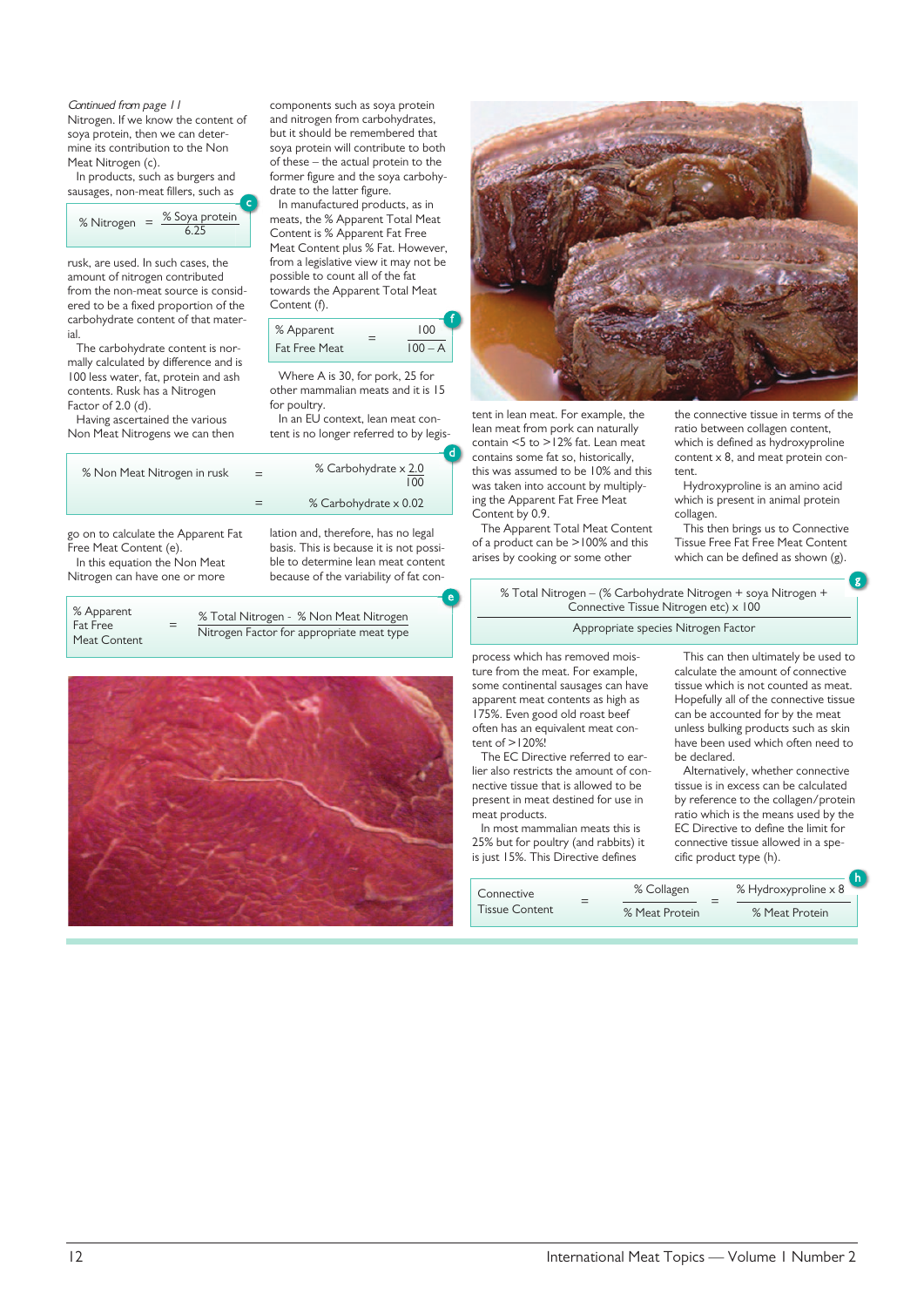*Continued from page 11*

Nitrogen. If we know the content of soya protein, then we can determine its contribution to the Non Meat Nitrogen (c).

In products, such as burgers and sausages, non-meat fillers, such as rusk, are used. In such cases, the amount of nitrogen contributed from the non-meat source is considered to be a fixed proportion of the carbohydrate content of that material.

$$\text{\% Nitrogen} = \frac{\text{\% Soya protein}}{6.25} \quad \text{(c)}$$

The carbohydrate content is normally calculated by difference and is 100 less water, fat, protein and ash contents. Rusk has a Nitrogen Factor of 2.0 (d).

Having ascertained the various Non Meat Nitrogens we can then go on to calculate the Apparent Fat Free Meat Content (e).

$$\text{\% Non Meat Nitrogen in rusk} = \text{\% Carbohydrate} \times \frac{2.0}{100} = \text{\% Carbohydrate} \times 0.02 \quad \text{(d)}$$

In this equation the Non Meat Nitrogen can have one or more components such as soya protein and nitrogen from carbohydrates, but it should be remembered that soya protein will contribute to both of these – the actual protein to the former figure and the soya carbohydrate to the latter figure.

$$\text{\% Apparent Fat Free Meat Content} = \frac{\text{\% Total Nitrogen - \% Non Meat Nitrogen}}{\text{Nitrogen Factor for appropriate meat type}} \quad \text{(e)}$$

In manufactured products, as in meats, the % Apparent Total Meat Content is % Apparent Fat Free Meat Content plus % Fat. However, from a legislative view it may not be possible to count all of the fat towards the Apparent Total Meat Content (f).

$$\text{\% Apparent Fat Free Meat} = \frac{100}{100 - A} \quad \text{(f)}$$

Where A is 30, for pork, 25 for other mammalian meats and it is 15 for poultry.

In an EU context, lean meat content is no longer referred to by legislation and, therefore, has no legal basis. This is because it is not possible to determine lean meat content because of the variability of fat content in lean meat. For example, the lean meat from pork can naturally contain <5 to >12% fat. Lean meat contains some fat so, historically, this was assumed to be 10% and this was taken into account by multiplying the Apparent Fat Free Meat Content by 0.9.

The Apparent Total Meat Content of a product can be >100% and this arises by cooking or some other process which has removed moisture from the meat. For example, some continental sausages can have apparent meat contents as high as 175%. Even good old roast beef often has an equivalent meat content of >120%!

The EC Directive referred to earlier also restricts the amount of connective tissue that is allowed to be present in meat destined for use in meat products.

In most mammalian meats this is 25% but for poultry (and rabbits) it is just 15%. This Directive defines the connective tissue in terms of the ratio between collagen content, which is defined as hydroxyproline content x 8, and meat protein content.

Hydroxyproline is an amino acid which is present in animal protein collagen.

This then brings us to Connective Tissue Free Fat Free Meat Content which can be defined as shown (g).

$$\frac{\text{\% Total Nitrogen} - (\text{\% Carbohydrate Nitrogen + soya Nitrogen + Connective Tissue Nitrogen etc}) \times 100}{\text{Appropriate species Nitrogen Factor}} \quad \text{(g)}$$

This can then ultimately be used to calculate the amount of connective tissue which is not counted as meat. Hopefully all of the connective tissue can be accounted for by the meat unless bulking products such as skin have been used which often need to be declared.

Alternatively, whether connective tissue is in excess can be calculated by reference to the collagen/protein ratio which is the means used by the EC Directive to define the limit for connective tissue allowed in a specific product type (h).

$$\text{Connective Tissue Content} = \frac{\text{\% Collagen}}{\text{\% Meat Protein}} = \frac{\text{\% Hydroxyproline} \times 8}{\text{\% Meat Protein}} \quad \text{(h)}$$